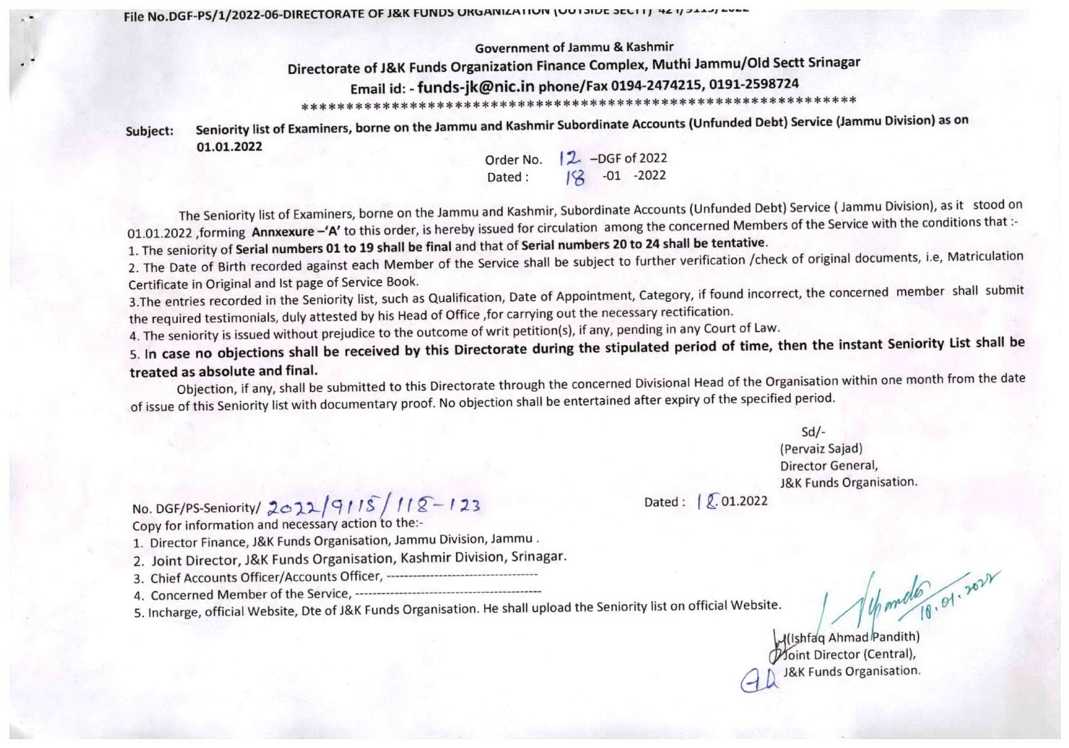File No.DGF-PS/1/2022-06-DIRECTORATE OF J&K FUNDS ORGANIZATION (OUTSIDE SECTT) 421/9115/2022

**Government of Jammu & Kashmir**

**Directorate of J&K Funds Organization Finance Complex, Muthi Jammu/Old Sectt Srinagar**

**Email id: - funds-jk@nic.in phone/Fax 0194-2474215, 0191-2598724**

\*\*\*\*\*\*\*\*\*\*\*\*\*\*\*\*\*\*\*\*\*\*\*\*\*\*\*\*\*\*\*\*\*\*\*\*\*\*\*\*\*\*\*\*\*\*\*\*\*\*\*\*\*\*\*\*\*\*\*\*\*\*\*

**Subject:** **Seniority list of Examiners, borne on the Jammu and Kashmir Subordinate Accounts (Unfunded Debt) Service (Jammu Division) as on 01.01.2022**

Order No. 12 –DGF of 2022
Dated : 18 -01 -2022

The Seniority list of Examiners, borne on the Jammu and Kashmir, Subordinate Accounts (Unfunded Debt) Service ( Jammu Division), as it stood on 01.01.2022 ,forming **Annxexure –'A'** to this order, is hereby issued for circulation among the concerned Members of the Service with the conditions that :-

1. The seniority of **Serial numbers 01 to 19 shall be final** and that of **Serial numbers 20 to 24 shall be tentative**.
2. The Date of Birth recorded against each Member of the Service shall be subject to further verification /check of original documents, i.e, Matriculation Certificate in Original and Ist page of Service Book.
3. The entries recorded in the Seniority list, such as Qualification, Date of Appointment, Category, if found incorrect, the concerned member shall submit the required testimonials, duly attested by his Head of Office ,for carrying out the necessary rectification.
4. The seniority is issued without prejudice to the outcome of writ petition(s), if any, pending in any Court of Law.
5. **In case no objections shall be received by this Directorate during the stipulated period of time, then the instant Seniority List shall be treated as absolute and final.**

Objection, if any, shall be submitted to this Directorate through the concerned Divisional Head of the Organisation within one month from the date of issue of this Seniority list with documentary proof. No objection shall be entertained after expiry of the specified period.

Sd/-
(Pervaiz Sajad)
Director General,
J&K Funds Organisation.

No. DGF/PS-Seniority/ 2022/9115/118-123 Dated : 18.01.2022

Copy for information and necessary action to the:-

1. Director Finance, J&K Funds Organisation, Jammu Division, Jammu .
2. Joint Director, J&K Funds Organisation, Kashmir Division, Srinagar.
3. Chief Accounts Officer/Accounts Officer, ----------------------------------
4. Concerned Member of the Service, ------------------------------------------
5. Incharge, official Website, Dte of J&K Funds Organisation. He shall upload the Seniority list on official Website.

18.01.2022

(Ishfaq Ahmad Pandith)
Joint Director (Central),
J&K Funds Organisation.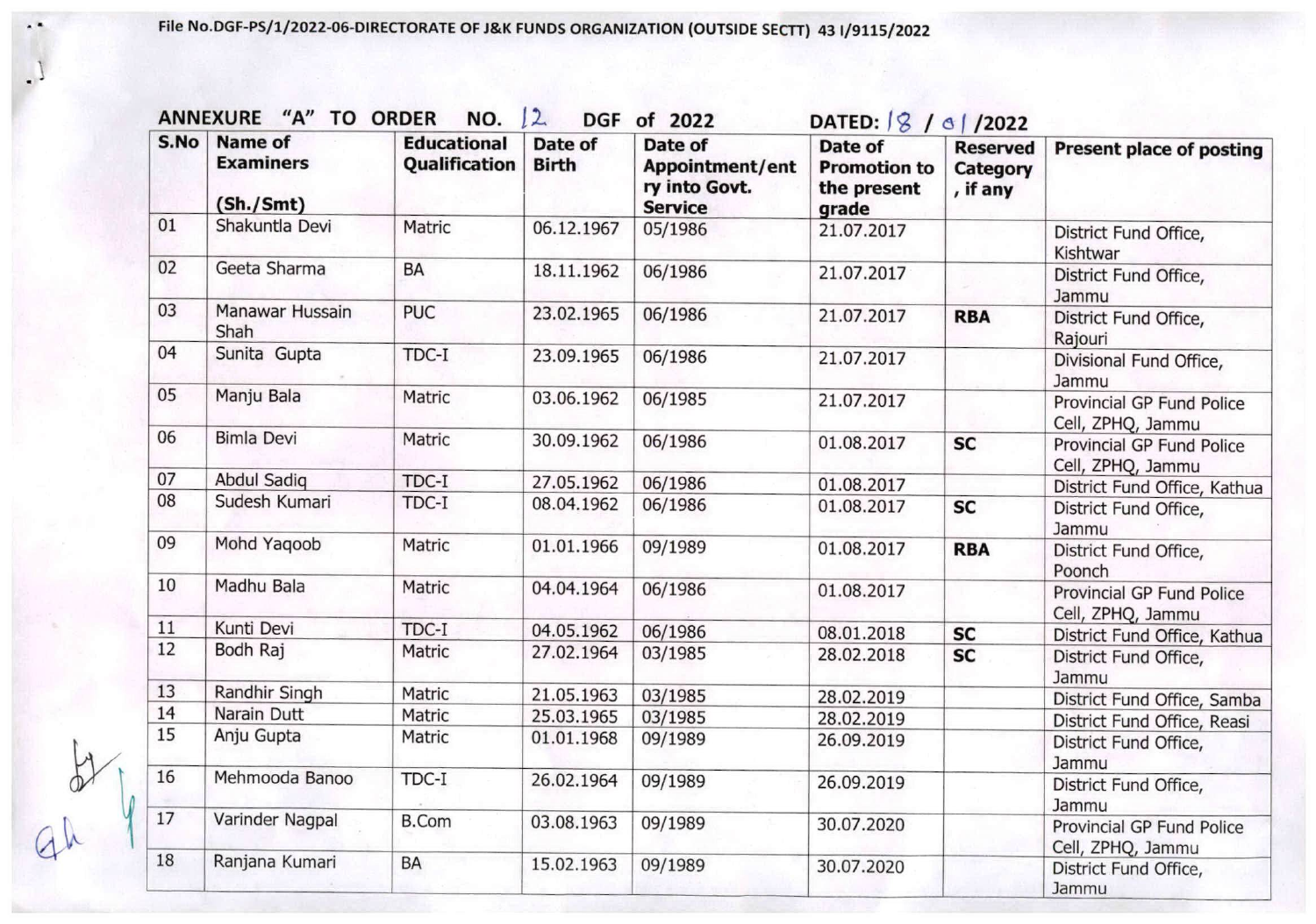File No.DGF-PS/1/2022-06-DIRECTORATE OF J&K FUNDS ORGANIZATION (OUTSIDE SECTT) 43 I/9115/2022

**ANNEXURE "A" TO ORDER NO. 12 DGF of 2022 DATED: 18 / 01 /2022**

| S.No | Name of Examiners (Sh./Smt) | Educational Qualification | Date of Birth | Date of Appointment/entry into Govt. Service | Date of Promotion to the present grade | Reserved Category, if any | Present place of posting |
|---|---|---|---|---|---|---|---|
| 01 | Shakuntla Devi | Matric | 06.12.1967 | 05/1986 | 21.07.2017 | | District Fund Office, Kishtwar |
| 02 | Geeta Sharma | BA | 18.11.1962 | 06/1986 | 21.07.2017 | | District Fund Office, Jammu |
| 03 | Manawar Hussain Shah | PUC | 23.02.1965 | 06/1986 | 21.07.2017 | **RBA** | District Fund Office, Rajouri |
| 04 | Sunita Gupta | TDC-I | 23.09.1965 | 06/1986 | 21.07.2017 | | Divisional Fund Office, Jammu |
| 05 | Manju Bala | Matric | 03.06.1962 | 06/1985 | 21.07.2017 | | Provincial GP Fund Police Cell, ZPHQ, Jammu |
| 06 | Bimla Devi | Matric | 30.09.1962 | 06/1986 | 01.08.2017 | **SC** | Provincial GP Fund Police Cell, ZPHQ, Jammu |
| 07 | Abdul Sadiq | TDC-I | 27.05.1962 | 06/1986 | 01.08.2017 | | District Fund Office, Kathua |
| 08 | Sudesh Kumari | TDC-I | 08.04.1962 | 06/1986 | 01.08.2017 | **SC** | District Fund Office, Jammu |
| 09 | Mohd Yaqoob | Matric | 01.01.1966 | 09/1989 | 01.08.2017 | **RBA** | District Fund Office, Poonch |
| 10 | Madhu Bala | Matric | 04.04.1964 | 06/1986 | 01.08.2017 | | Provincial GP Fund Police Cell, ZPHQ, Jammu |
| 11 | Kunti Devi | TDC-I | 04.05.1962 | 06/1986 | 08.01.2018 | **SC** | District Fund Office, Kathua |
| 12 | Bodh Raj | Matric | 27.02.1964 | 03/1985 | 28.02.2018 | **SC** | District Fund Office, Jammu |
| 13 | Randhir Singh | Matric | 21.05.1963 | 03/1985 | 28.02.2019 | | District Fund Office, Samba |
| 14 | Narain Dutt | Matric | 25.03.1965 | 03/1985 | 28.02.2019 | | District Fund Office, Reasi |
| 15 | Anju Gupta | Matric | 01.01.1968 | 09/1989 | 26.09.2019 | | District Fund Office, Jammu |
| 16 | Mehmooda Banoo | TDC-I | 26.02.1964 | 09/1989 | 26.09.2019 | | District Fund Office, Jammu |
| 17 | Varinder Nagpal | B.Com | 03.08.1963 | 09/1989 | 30.07.2020 | | Provincial GP Fund Police Cell, ZPHQ, Jammu |
| 18 | Ranjana Kumari | BA | 15.02.1963 | 09/1989 | 30.07.2020 | | District Fund Office, Jammu |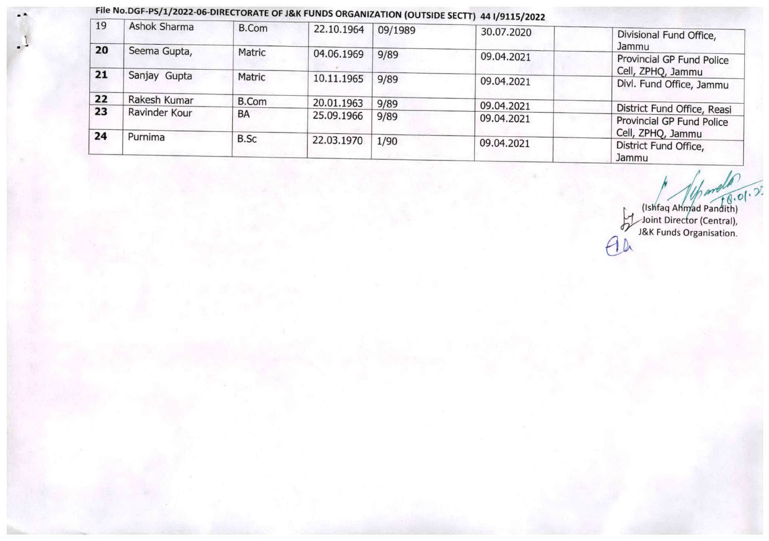File No.DGF-PS/1/2022-06-DIRECTORATE OF J&K FUNDS ORGANIZATION (OUTSIDE SECTT) 44 I/9115/2022

| | | | | | | | |
|---|---|---|---|---|---|---|---|
| 19 | Ashok Sharma | B.Com | 22.10.1964 | 09/1989 | 30.07.2020 | | Divisional Fund Office, Jammu |
| **20** | Seema Gupta, | Matric | 04.06.1969 | 9/89 | 09.04.2021 | | Provincial GP Fund Police Cell, ZPHQ, Jammu |
| **21** | Sanjay Gupta | Matric | 10.11.1965 | 9/89 | 09.04.2021 | | Divl. Fund Office, Jammu |
| **22** | Rakesh Kumar | B.Com | 20.01.1963 | 9/89 | 09.04.2021 | | District Fund Office, Reasi |
| **23** | Ravinder Kour | BA | 25.09.1966 | 9/89 | 09.04.2021 | | Provincial GP Fund Police Cell, ZPHQ, Jammu |
| **24** | Purnima | B.Sc | 22.03.1970 | 1/90 | 09.04.2021 | | District Fund Office, Jammu |

(Ishfaq Ahmad Pandith)
Joint Director (Central),
J&K Funds Organisation.